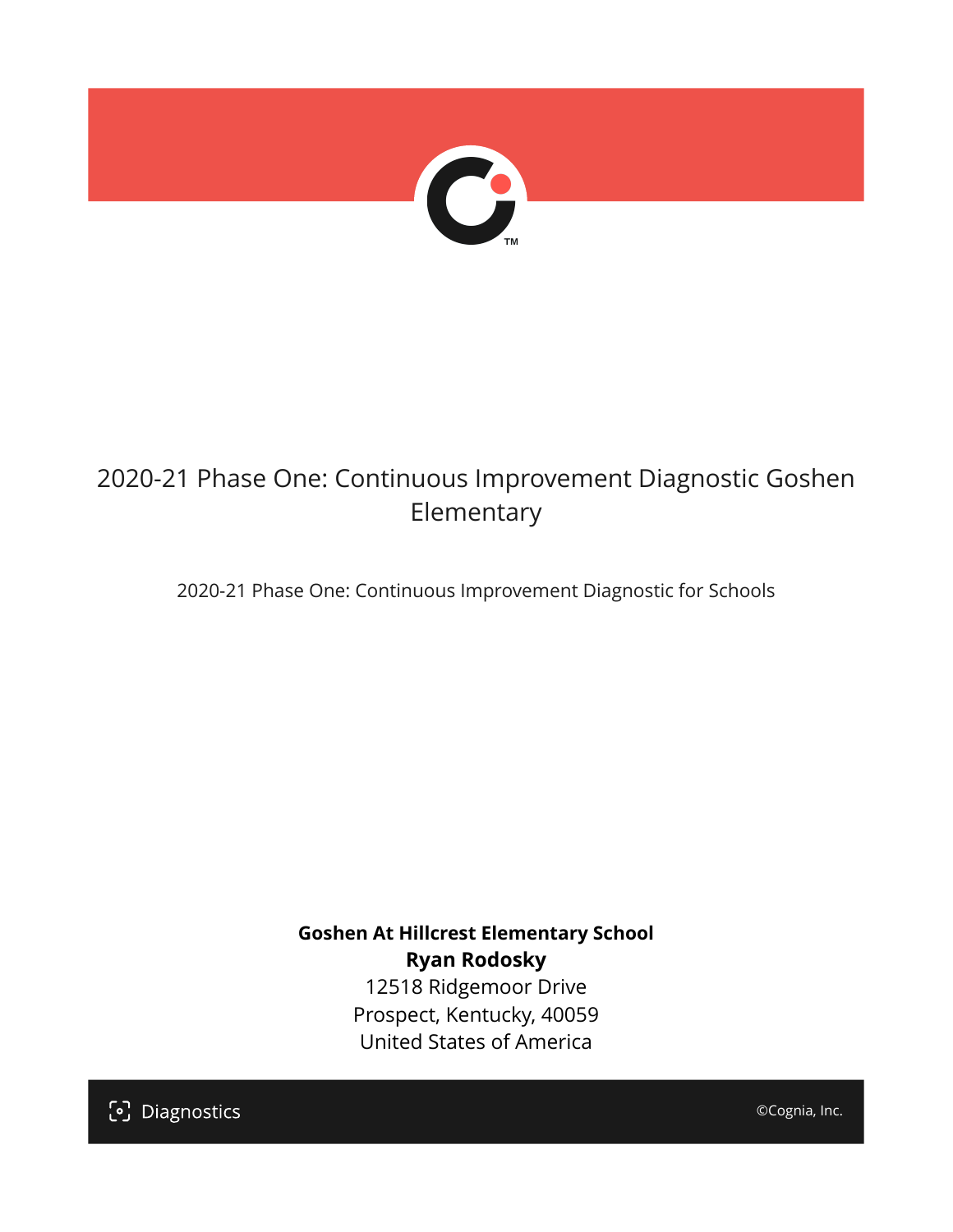# 2020-21 Phase One: Continuous Improvement Diagnostic Goshen Elementary

2020-21 Phase One: Continuous Improvement Diagnostic for Schools

**Goshen At Hillcrest Elementary School**
**Ryan Rodosky**
12518 Ridgemoor Drive
Prospect, Kentucky, 40059
United States of America

Diagnostics

©Cognia, Inc.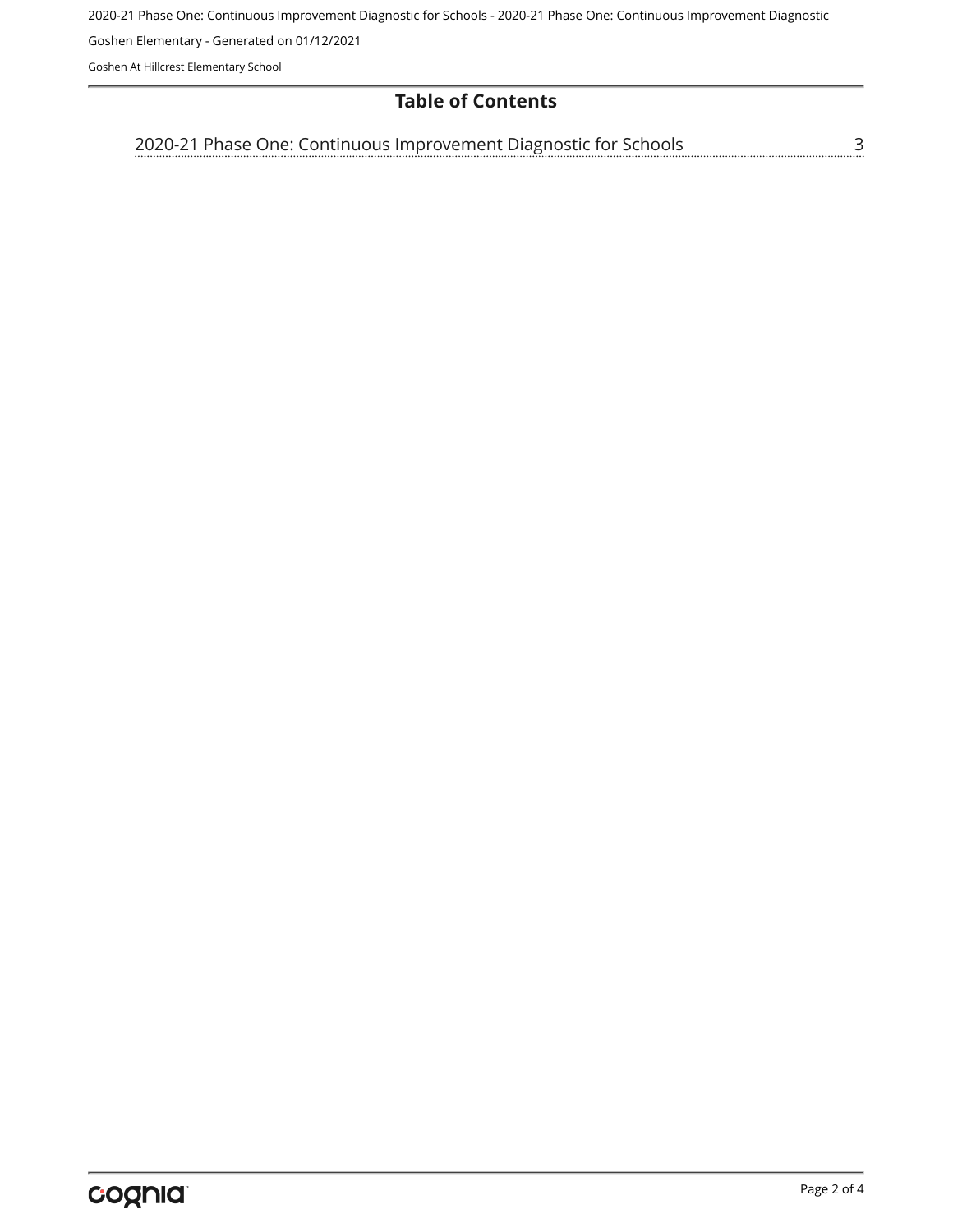# Table of Contents

2020-21 Phase One: Continuous Improvement Diagnostic for Schools ........ 3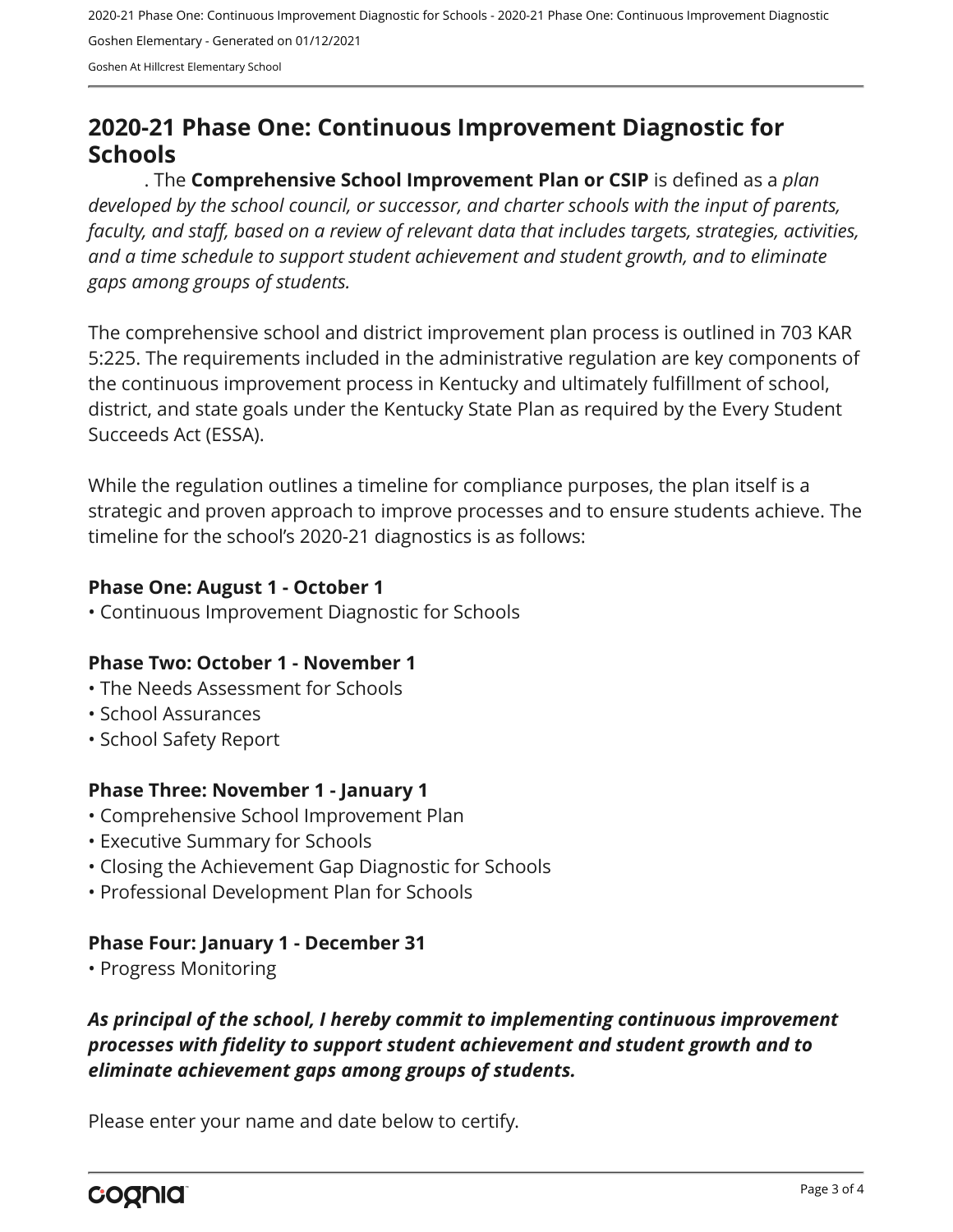## 2020-21 Phase One: Continuous Improvement Diagnostic for Schools

. The **Comprehensive School Improvement Plan or CSIP** is defined as a *plan developed by the school council, or successor, and charter schools with the input of parents, faculty, and staff, based on a review of relevant data that includes targets, strategies, activities, and a time schedule to support student achievement and student growth, and to eliminate gaps among groups of students.*

The comprehensive school and district improvement plan process is outlined in 703 KAR 5:225. The requirements included in the administrative regulation are key components of the continuous improvement process in Kentucky and ultimately fulfillment of school, district, and state goals under the Kentucky State Plan as required by the Every Student Succeeds Act (ESSA).

While the regulation outlines a timeline for compliance purposes, the plan itself is a strategic and proven approach to improve processes and to ensure students achieve. The timeline for the school's 2020-21 diagnostics is as follows:

**Phase One: August 1 - October 1**

- Continuous Improvement Diagnostic for Schools

**Phase Two: October 1 - November 1**

- The Needs Assessment for Schools
- School Assurances
- School Safety Report

**Phase Three: November 1 - January 1**

- Comprehensive School Improvement Plan
- Executive Summary for Schools
- Closing the Achievement Gap Diagnostic for Schools
- Professional Development Plan for Schools

**Phase Four: January 1 - December 31**

- Progress Monitoring

***As principal of the school, I hereby commit to implementing continuous improvement processes with fidelity to support student achievement and student growth and to eliminate achievement gaps among groups of students.***

Please enter your name and date below to certify.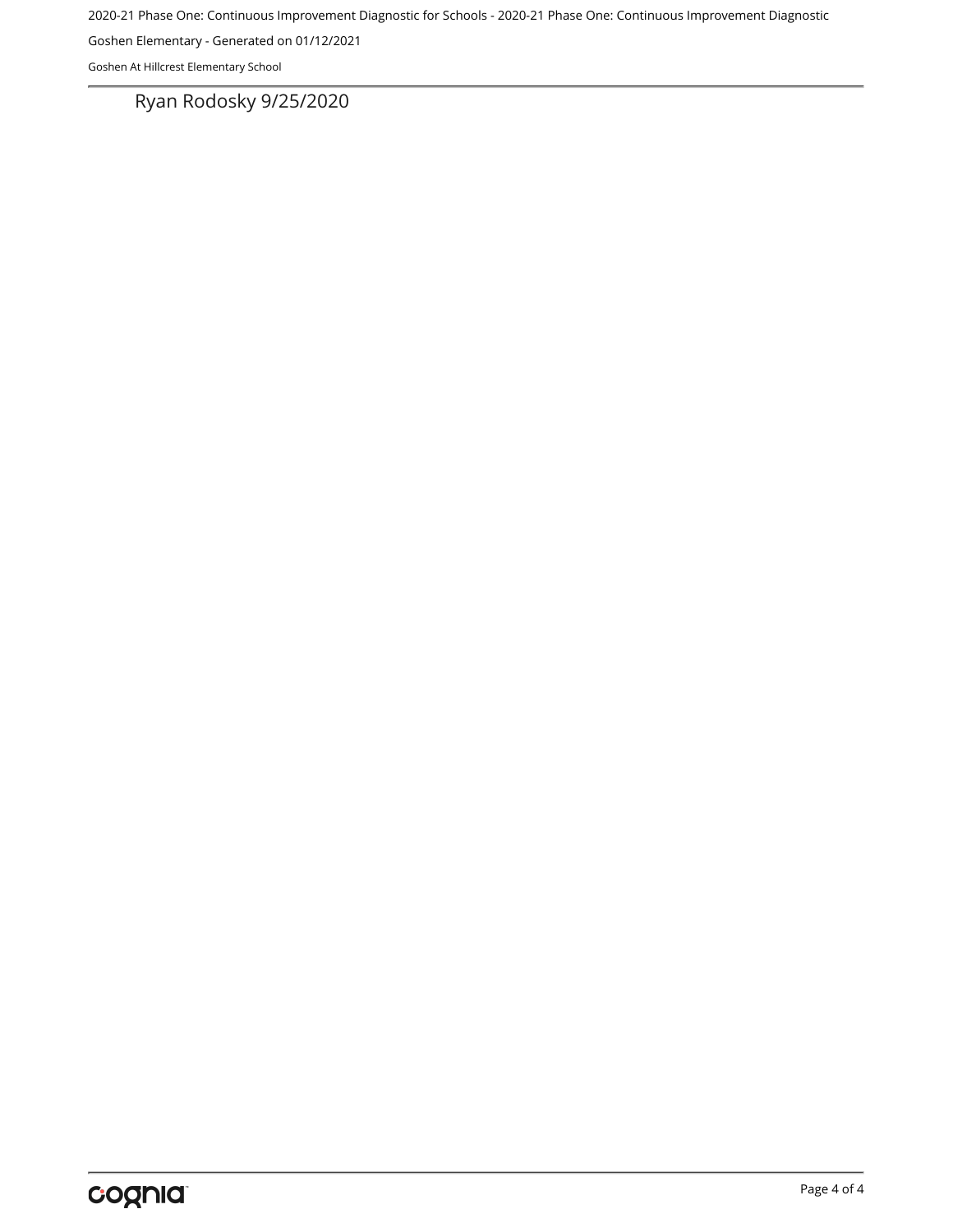Ryan Rodosky 9/25/2020